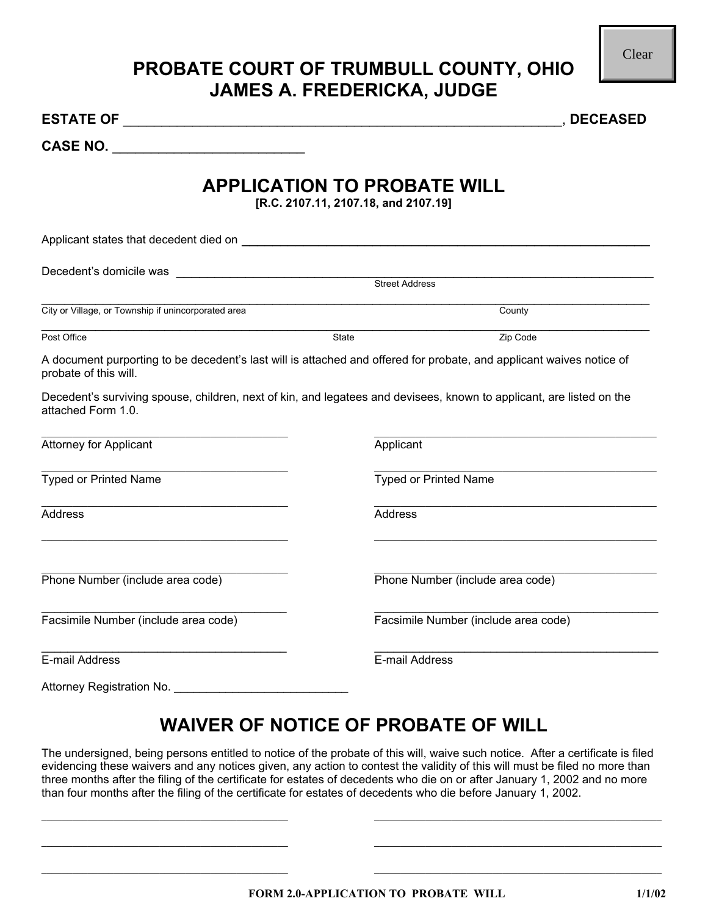# PROBATE COURT OF TRUMBULL COUNTY, OHIO
# JAMES A. FREDERICKA, JUDGE

**ESTATE OF** ____________________________________________________________, **DECEASED**

**CASE NO.** __________________________

## APPLICATION TO PROBATE WILL

**[R.C. 2107.11, 2107.18, and 2107.19]**

Applicant states that decedent died on ________________________________________________________________

Decedent's domicile was ____________________________________________________________________________
Street Address

____________________________________________________________________________________________
City or Village, or Township if unincorporated area County

____________________________________________________________________________________________
Post Office State Zip Code

A document purporting to be decedent's last will is attached and offered for probate, and applicant waives notice of probate of this will.

Decedent's surviving spouse, children, next of kin, and legatees and devisees, known to applicant, are listed on the attached Form 1.0.

| | |
|---|---|
| ____________________________________ | ____________________________________ |
| Attorney for Applicant | Applicant |
| ____________________________________ | ____________________________________ |
| Typed or Printed Name | Typed or Printed Name |
| ____________________________________ | ____________________________________ |
| Address | Address |
| ____________________________________ | ____________________________________ |
| ____________________________________ | ____________________________________ |
| Phone Number (include area code) | Phone Number (include area code) |
| ____________________________________ | ____________________________________ |
| Facsimile Number (include area code) | Facsimile Number (include area code) |
| ____________________________________ | ____________________________________ |
| E-mail Address | E-mail Address |

Attorney Registration No. __________________________

## WAIVER OF NOTICE OF PROBATE OF WILL

The undersigned, being persons entitled to notice of the probate of this will, waive such notice. After a certificate is filed evidencing these waivers and any notices given, any action to contest the validity of this will must be filed no more than three months after the filing of the certificate for estates of decedents who die on or after January 1, 2002 and no more than four months after the filing of the certificate for estates of decedents who die before January 1, 2002.

| | |
|---|---|
| ____________________________________ | ____________________________________ |
| ____________________________________ | ____________________________________ |
| ____________________________________ | ____________________________________ |

FORM 2.0-APPLICATION TO PROBATE WILL 1/1/02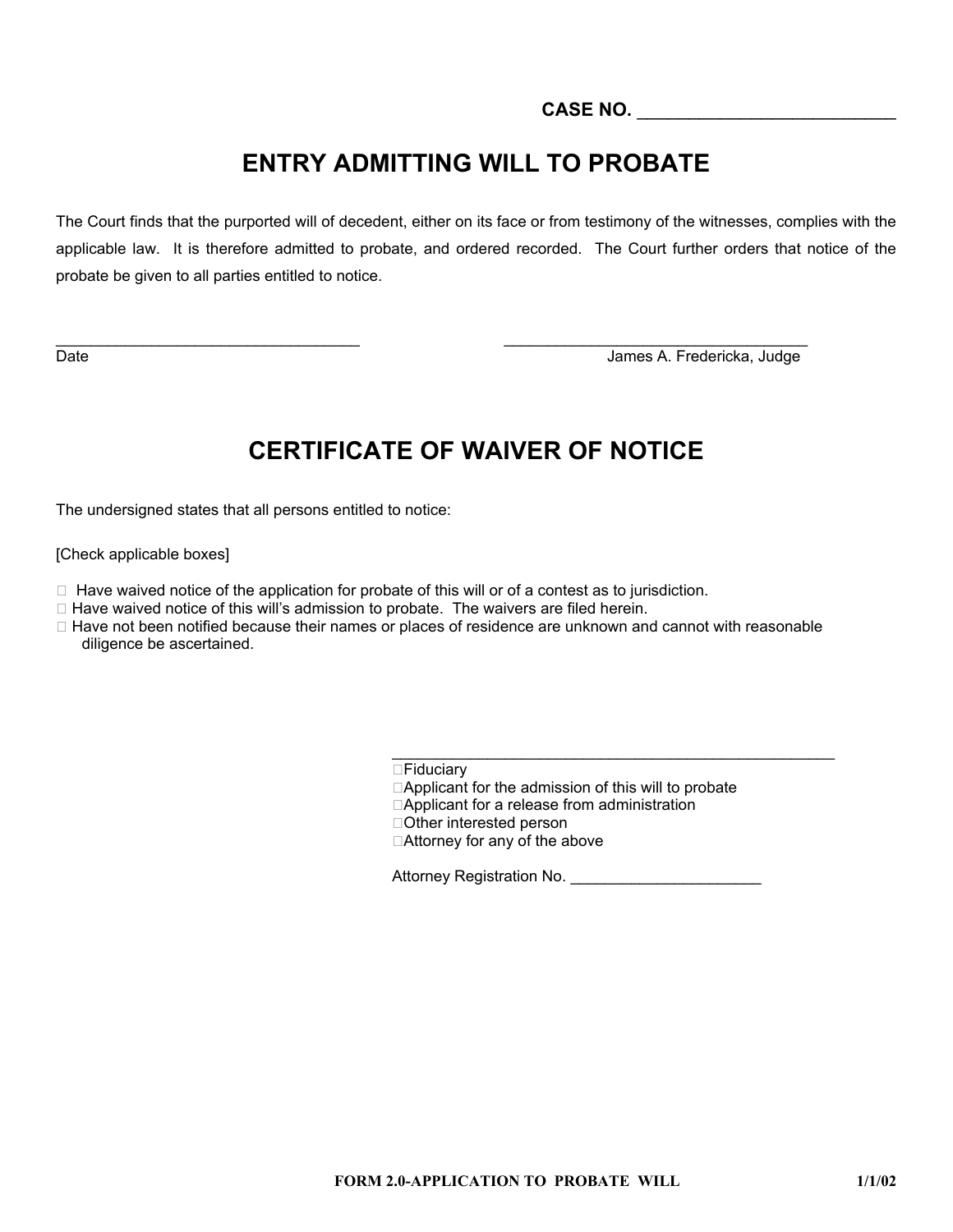CASE NO. ___________________________

# ENTRY ADMITTING WILL TO PROBATE

The Court finds that the purported will of decedent, either on its face or from testimony of the witnesses, complies with the applicable law. It is therefore admitted to probate, and ordered recorded. The Court further orders that notice of the probate be given to all parties entitled to notice.

___________________________________ ___________________________________

Date James A. Fredericka, Judge

# CERTIFICATE OF WAIVER OF NOTICE

The undersigned states that all persons entitled to notice:

[Check applicable boxes]

☐ Have waived notice of the application for probate of this will or of a contest as to jurisdiction.
☐ Have waived notice of this will's admission to probate. The waivers are filed herein.
☐ Have not been notified because their names or places of residence are unknown and cannot with reasonable diligence be ascertained.

_____________________________________________________

☐Fiduciary
☐Applicant for the admission of this will to probate
☐Applicant for a release from administration
☐Other interested person
☐Attorney for any of the above

Attorney Registration No. _____________________

FORM 2.0-APPLICATION TO PROBATE WILL 1/1/02